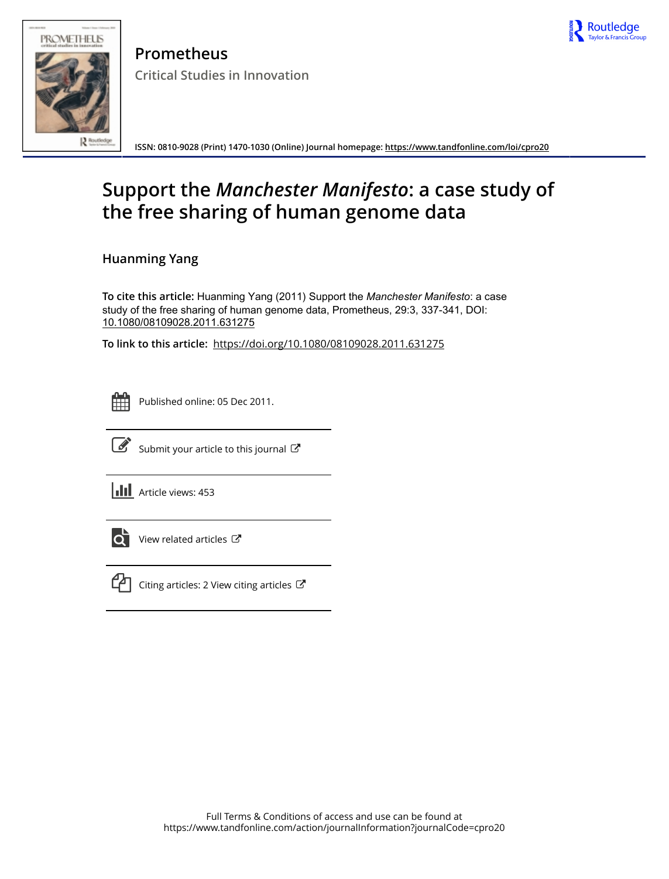# Prometheus

## Critical Studies in Innovation

ISSN: 0810-9028 (Print) 1470-1030 (Online) Journal homepage: https://www.tandfonline.com/loi/cpro20

# Support the *Manchester Manifesto*: a case study of the free sharing of human genome data

**Huanming Yang**

**To cite this article:** Huanming Yang (2011) Support the *Manchester Manifesto*: a case study of the free sharing of human genome data, Prometheus, 29:3, 337-341, DOI: 10.1080/08109028.2011.631275

**To link to this article:** https://doi.org/10.1080/08109028.2011.631275

Published online: 05 Dec 2011.

Submit your article to this journal

Article views: 453

View related articles

Citing articles: 2 View citing articles

Full Terms & Conditions of access and use can be found at
https://www.tandfonline.com/action/journalInformation?journalCode=cpro20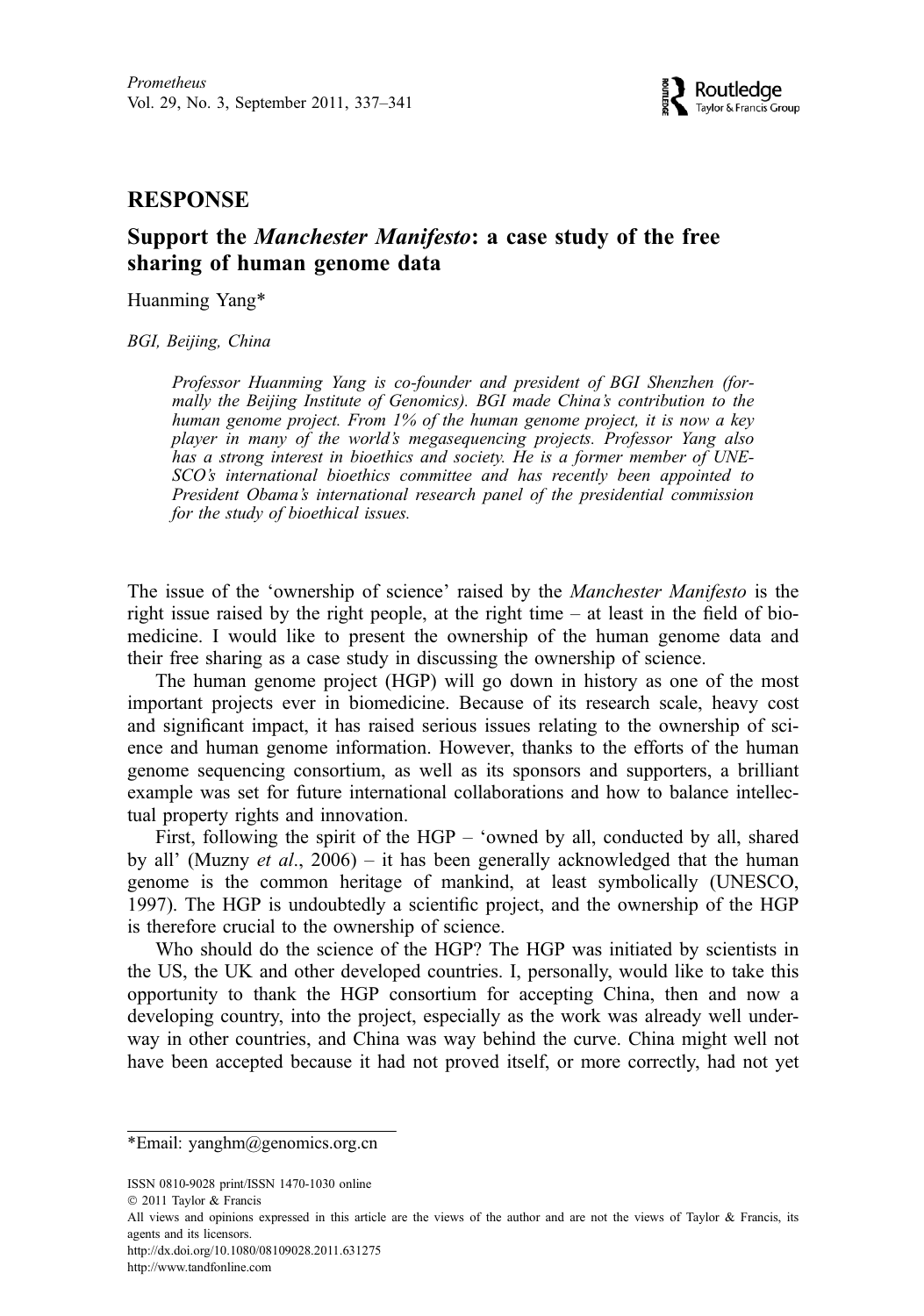## RESPONSE

# Support the *Manchester Manifesto*: a case study of the free sharing of human genome data

Huanming Yang*

*BGI, Beijing, China*

*Professor Huanming Yang is co-founder and president of BGI Shenzhen (formally the Beijing Institute of Genomics). BGI made China's contribution to the human genome project. From 1% of the human genome project, it is now a key player in many of the world's megasequencing projects. Professor Yang also has a strong interest in bioethics and society. He is a former member of UNESCO's international bioethics committee and has recently been appointed to President Obama's international research panel of the presidential commission for the study of bioethical issues.*

The issue of the 'ownership of science' raised by the *Manchester Manifesto* is the right issue raised by the right people, at the right time – at least in the field of biomedicine. I would like to present the ownership of the human genome data and their free sharing as a case study in discussing the ownership of science.

The human genome project (HGP) will go down in history as one of the most important projects ever in biomedicine. Because of its research scale, heavy cost and significant impact, it has raised serious issues relating to the ownership of science and human genome information. However, thanks to the efforts of the human genome sequencing consortium, as well as its sponsors and supporters, a brilliant example was set for future international collaborations and how to balance intellectual property rights and innovation.

First, following the spirit of the HGP – 'owned by all, conducted by all, shared by all' (Muzny *et al*., 2006) – it has been generally acknowledged that the human genome is the common heritage of mankind, at least symbolically (UNESCO, 1997). The HGP is undoubtedly a scientific project, and the ownership of the HGP is therefore crucial to the ownership of science.

Who should do the science of the HGP? The HGP was initiated by scientists in the US, the UK and other developed countries. I, personally, would like to take this opportunity to thank the HGP consortium for accepting China, then and now a developing country, into the project, especially as the work was already well underway in other countries, and China was way behind the curve. China might well not have been accepted because it had not proved itself, or more correctly, had not yet

*Email: yanghm@genomics.org.cn

ISSN 0810-9028 print/ISSN 1470-1030 online
© 2011 Taylor & Francis
All views and opinions expressed in this article are the views of the author and are not the views of Taylor & Francis, its agents and its licensors.
http://dx.doi.org/10.1080/08109028.2011.631275
http://www.tandfonline.com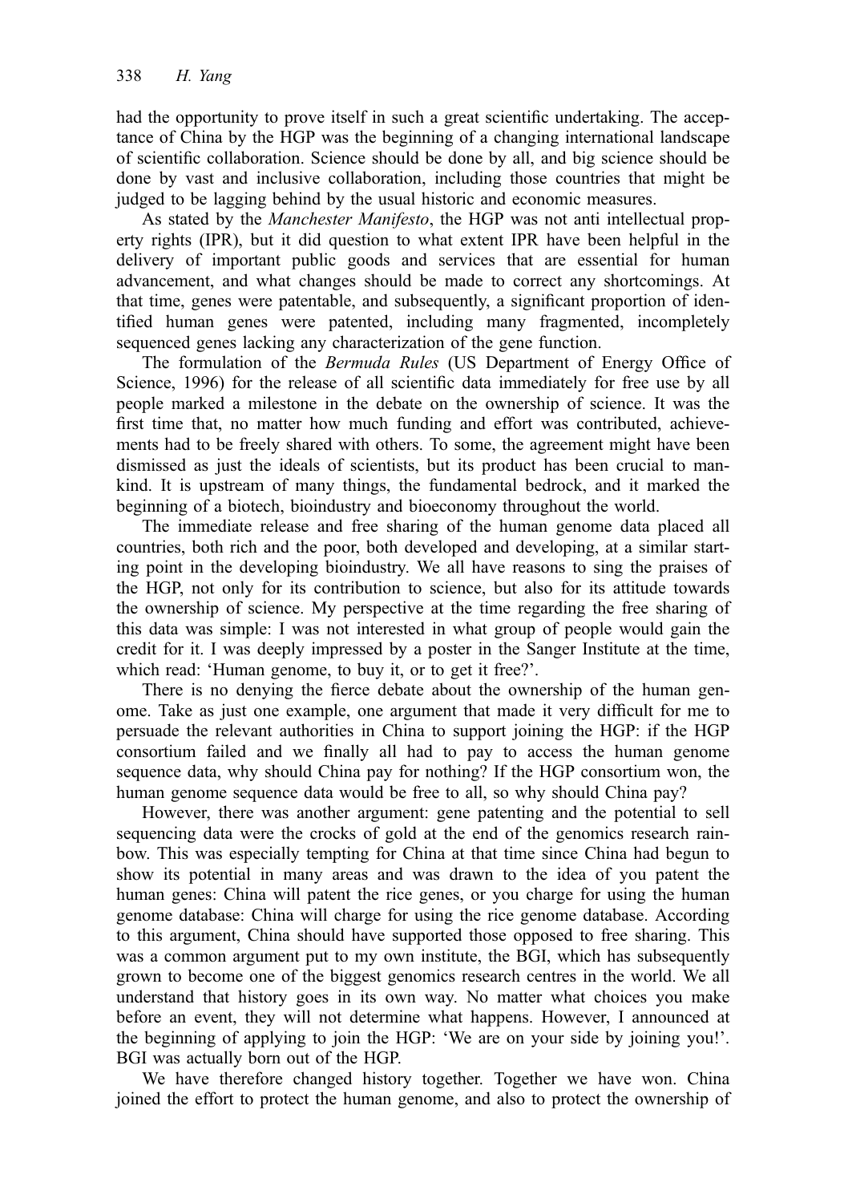had the opportunity to prove itself in such a great scientific undertaking. The acceptance of China by the HGP was the beginning of a changing international landscape of scientific collaboration. Science should be done by all, and big science should be done by vast and inclusive collaboration, including those countries that might be judged to be lagging behind by the usual historic and economic measures.

As stated by the *Manchester Manifesto*, the HGP was not anti intellectual property rights (IPR), but it did question to what extent IPR have been helpful in the delivery of important public goods and services that are essential for human advancement, and what changes should be made to correct any shortcomings. At that time, genes were patentable, and subsequently, a significant proportion of identified human genes were patented, including many fragmented, incompletely sequenced genes lacking any characterization of the gene function.

The formulation of the *Bermuda Rules* (US Department of Energy Office of Science, 1996) for the release of all scientific data immediately for free use by all people marked a milestone in the debate on the ownership of science. It was the first time that, no matter how much funding and effort was contributed, achievements had to be freely shared with others. To some, the agreement might have been dismissed as just the ideals of scientists, but its product has been crucial to mankind. It is upstream of many things, the fundamental bedrock, and it marked the beginning of a biotech, bioindustry and bioeconomy throughout the world.

The immediate release and free sharing of the human genome data placed all countries, both rich and the poor, both developed and developing, at a similar starting point in the developing bioindustry. We all have reasons to sing the praises of the HGP, not only for its contribution to science, but also for its attitude towards the ownership of science. My perspective at the time regarding the free sharing of this data was simple: I was not interested in what group of people would gain the credit for it. I was deeply impressed by a poster in the Sanger Institute at the time, which read: 'Human genome, to buy it, or to get it free?'.

There is no denying the fierce debate about the ownership of the human genome. Take as just one example, one argument that made it very difficult for me to persuade the relevant authorities in China to support joining the HGP: if the HGP consortium failed and we finally all had to pay to access the human genome sequence data, why should China pay for nothing? If the HGP consortium won, the human genome sequence data would be free to all, so why should China pay?

However, there was another argument: gene patenting and the potential to sell sequencing data were the crocks of gold at the end of the genomics research rainbow. This was especially tempting for China at that time since China had begun to show its potential in many areas and was drawn to the idea of you patent the human genes: China will patent the rice genes, or you charge for using the human genome database: China will charge for using the rice genome database. According to this argument, China should have supported those opposed to free sharing. This was a common argument put to my own institute, the BGI, which has subsequently grown to become one of the biggest genomics research centres in the world. We all understand that history goes in its own way. No matter what choices you make before an event, they will not determine what happens. However, I announced at the beginning of applying to join the HGP: 'We are on your side by joining you!'. BGI was actually born out of the HGP.

We have therefore changed history together. Together we have won. China joined the effort to protect the human genome, and also to protect the ownership of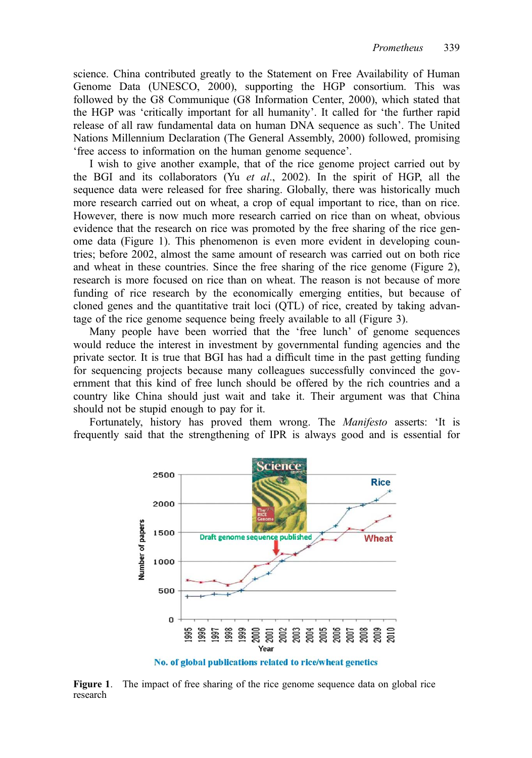science. China contributed greatly to the Statement on Free Availability of Human Genome Data (UNESCO, 2000), supporting the HGP consortium. This was followed by the G8 Communique (G8 Information Center, 2000), which stated that the HGP was 'critically important for all humanity'. It called for 'the further rapid release of all raw fundamental data on human DNA sequence as such'. The United Nations Millennium Declaration (The General Assembly, 2000) followed, promising 'free access to information on the human genome sequence'.

I wish to give another example, that of the rice genome project carried out by the BGI and its collaborators (Yu *et al*., 2002). In the spirit of HGP, all the sequence data were released for free sharing. Globally, there was historically much more research carried out on wheat, a crop of equal important to rice, than on rice. However, there is now much more research carried on rice than on wheat, obvious evidence that the research on rice was promoted by the free sharing of the rice genome data (Figure 1). This phenomenon is even more evident in developing countries; before 2002, almost the same amount of research was carried out on both rice and wheat in these countries. Since the free sharing of the rice genome (Figure 2), research is more focused on rice than on wheat. The reason is not because of more funding of rice research by the economically emerging entities, but because of cloned genes and the quantitative trait loci (QTL) of rice, created by taking advantage of the rice genome sequence being freely available to all (Figure 3).

Many people have been worried that the 'free lunch' of genome sequences would reduce the interest in investment by governmental funding agencies and the private sector. It is true that BGI has had a difficult time in the past getting funding for sequencing projects because many colleagues successfully convinced the government that this kind of free lunch should be offered by the rich countries and a country like China should just wait and take it. Their argument was that China should not be stupid enough to pay for it.

Fortunately, history has proved them wrong. The *Manifesto* asserts: 'It is frequently said that the strengthening of IPR is always good and is essential for

**Figure 1**. The impact of free sharing of the rice genome sequence data on global rice research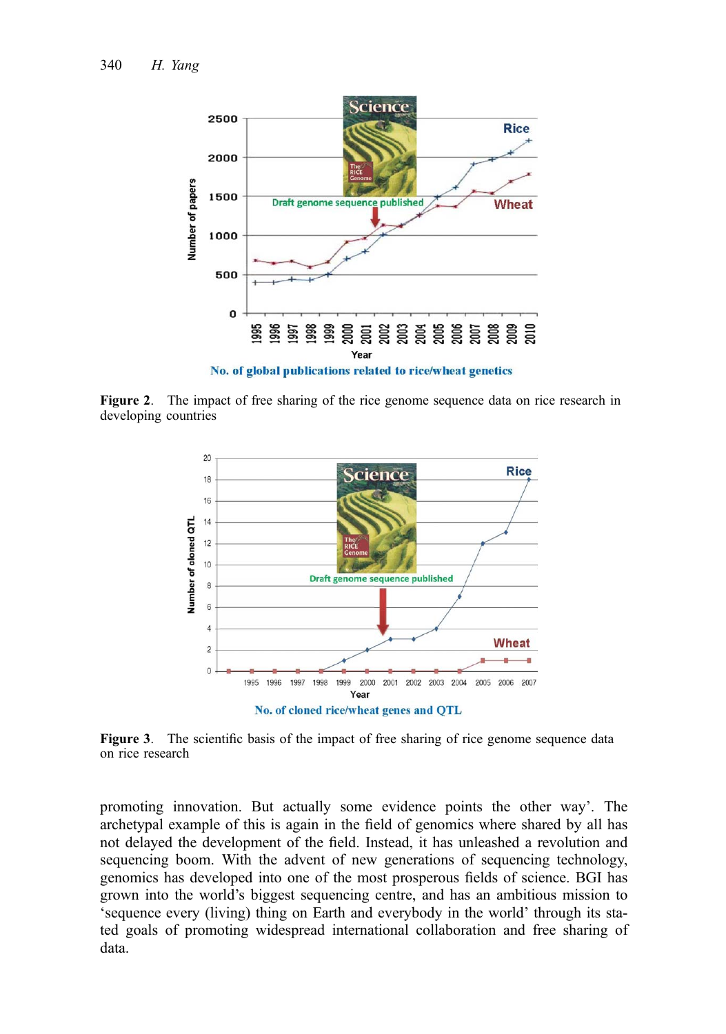**Figure 2**. The impact of free sharing of the rice genome sequence data on rice research in developing countries

**Figure 3**. The scientific basis of the impact of free sharing of rice genome sequence data on rice research

promoting innovation. But actually some evidence points the other way'. The archetypal example of this is again in the field of genomics where shared by all has not delayed the development of the field. Instead, it has unleashed a revolution and sequencing boom. With the advent of new generations of sequencing technology, genomics has developed into one of the most prosperous fields of science. BGI has grown into the world's biggest sequencing centre, and has an ambitious mission to 'sequence every (living) thing on Earth and everybody in the world' through its stated goals of promoting widespread international collaboration and free sharing of data.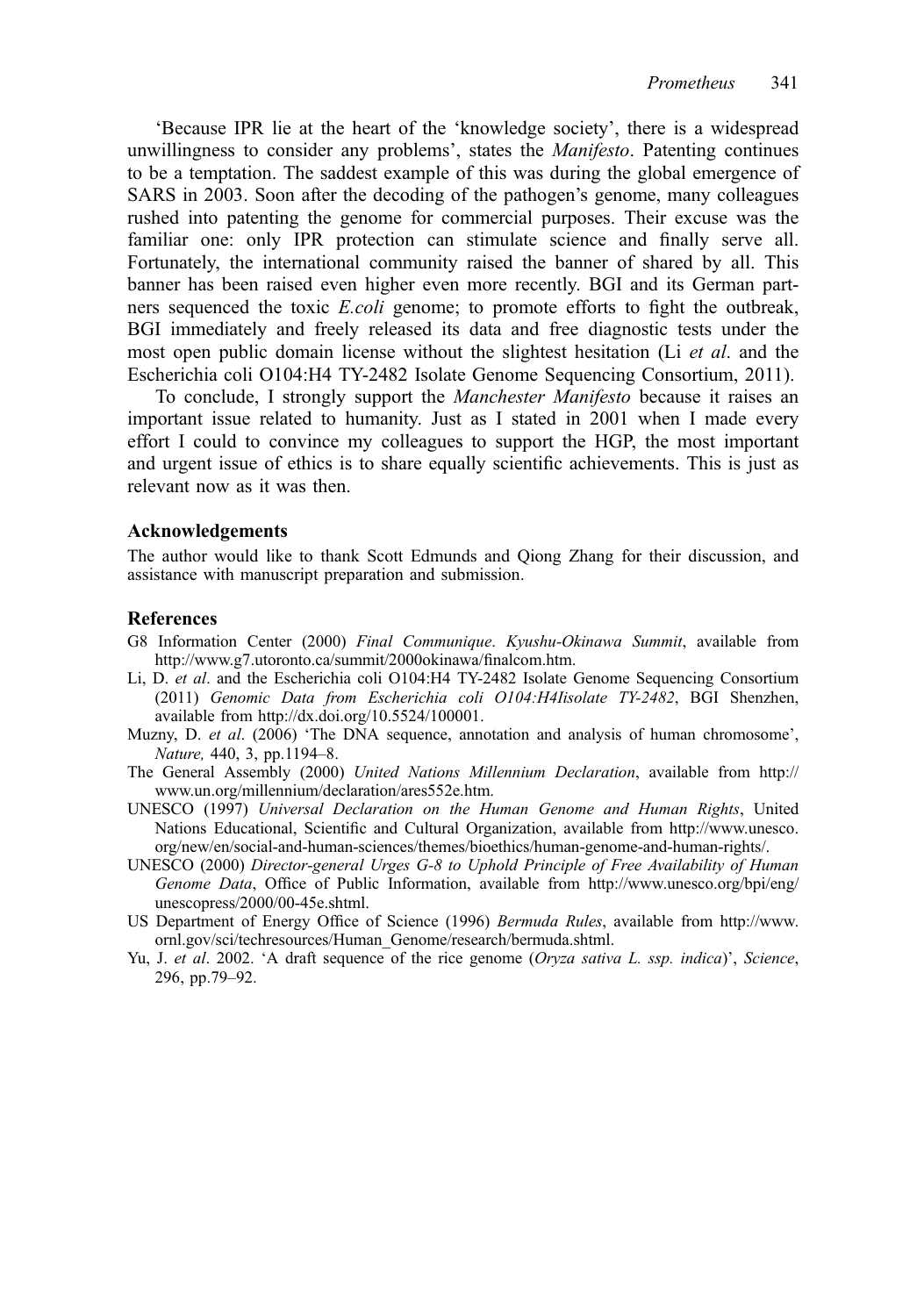'Because IPR lie at the heart of the 'knowledge society', there is a widespread unwillingness to consider any problems', states the *Manifesto*. Patenting continues to be a temptation. The saddest example of this was during the global emergence of SARS in 2003. Soon after the decoding of the pathogen's genome, many colleagues rushed into patenting the genome for commercial purposes. Their excuse was the familiar one: only IPR protection can stimulate science and finally serve all. Fortunately, the international community raised the banner of shared by all. This banner has been raised even higher even more recently. BGI and its German partners sequenced the toxic *E.coli* genome; to promote efforts to fight the outbreak, BGI immediately and freely released its data and free diagnostic tests under the most open public domain license without the slightest hesitation (Li *et al*. and the Escherichia coli O104:H4 TY-2482 Isolate Genome Sequencing Consortium, 2011).

To conclude, I strongly support the *Manchester Manifesto* because it raises an important issue related to humanity. Just as I stated in 2001 when I made every effort I could to convince my colleagues to support the HGP, the most important and urgent issue of ethics is to share equally scientific achievements. This is just as relevant now as it was then.

## Acknowledgements

The author would like to thank Scott Edmunds and Qiong Zhang for their discussion, and assistance with manuscript preparation and submission.

## References

G8 Information Center (2000) *Final Communique*. *Kyushu-Okinawa Summit*, available from http://www.g7.utoronto.ca/summit/2000okinawa/finalcom.htm.

Li, D. *et al*. and the Escherichia coli O104:H4 TY-2482 Isolate Genome Sequencing Consortium (2011) *Genomic Data from Escherichia coli O104:H4Iisolate TY-2482*, BGI Shenzhen, available from http://dx.doi.org/10.5524/100001.

Muzny, D. *et al*. (2006) 'The DNA sequence, annotation and analysis of human chromosome', *Nature,* 440, 3, pp.1194–8.

The General Assembly (2000) *United Nations Millennium Declaration*, available from http://www.un.org/millennium/declaration/ares552e.htm.

UNESCO (1997) *Universal Declaration on the Human Genome and Human Rights*, United Nations Educational, Scientific and Cultural Organization, available from http://www.unesco.org/new/en/social-and-human-sciences/themes/bioethics/human-genome-and-human-rights/.

UNESCO (2000) *Director-general Urges G-8 to Uphold Principle of Free Availability of Human Genome Data*, Office of Public Information, available from http://www.unesco.org/bpi/eng/unescopress/2000/00-45e.shtml.

US Department of Energy Office of Science (1996) *Bermuda Rules*, available from http://www.ornl.gov/sci/techresources/Human_Genome/research/bermuda.shtml.

Yu, J. *et al*. 2002. 'A draft sequence of the rice genome (*Oryza sativa L. ssp. indica*)', *Science*, 296, pp.79–92.